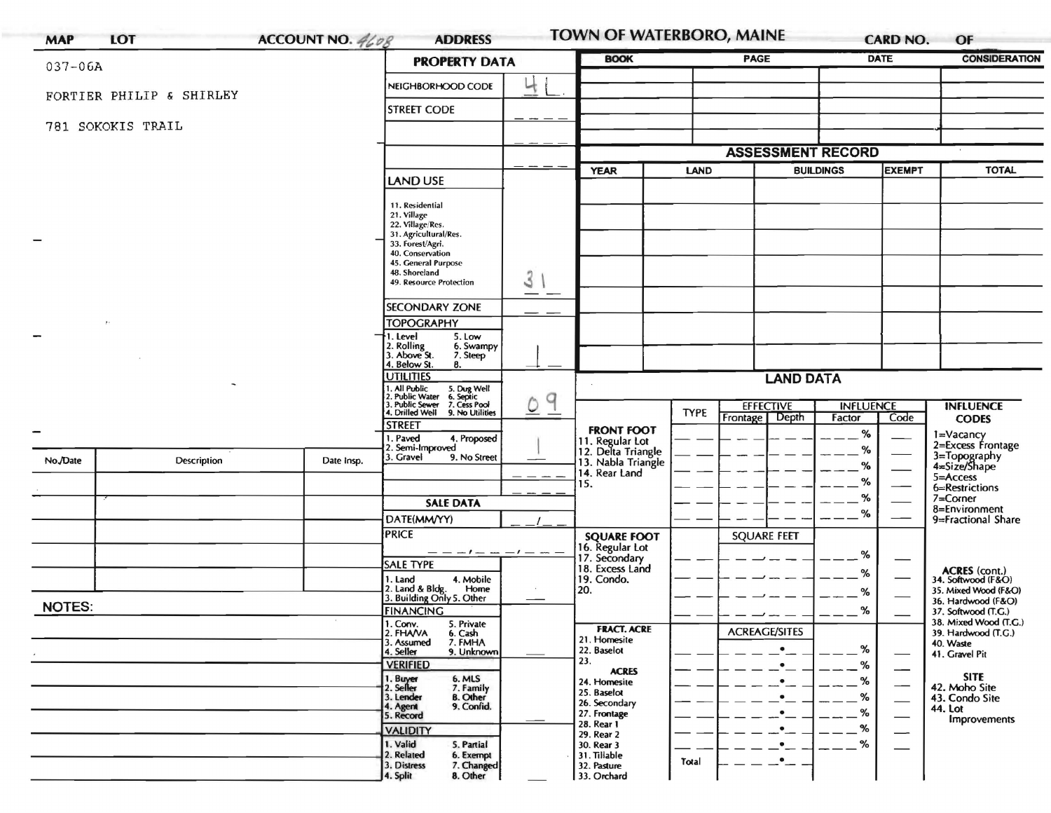**MAP** **LOT** **ACCOUNT NO.** 4608 **ADDRESS**

# TOWN OF WATERBORO, MAINE

**CARD NO.** **OF**

037-06A

FORTIER PHILIP & SHIRLEY

781 SOKOKIS TRAIL

## PROPERTY DATA

| Field | Value |
|---|---|
| NEIGHBORHOOD CODE | 4 L |
| STREET CODE | |
| LAND USE | 31 |
| SECONDARY ZONE | |
| TOPOGRAPHY | 1 |
| UTILITIES | 0 9 |
| STREET | 1 |

LAND USE: 11. Residential, 21. Village, 22. Village/Res., 31. Agricultural/Res., 33. Forest/Agri., 40. Conservation, 45. General Purpose, 48. Shoreland, 49. Resource Protection

TOPOGRAPHY: 1. Level, 2. Rolling, 3. Above St., 4. Below St., 5. Low, 6. Swampy, 7. Steep, 8.

UTILITIES: 1. All Public, 2. Public Water, 3. Public Sewer, 4. Drilled Well, 5. Dug Well, 6. Septic, 7. Cess Pool, 9. No Utilities

STREET: 1. Paved, 2. Semi-Improved, 3. Gravel, 4. Proposed, 9. No Street

## SALE DATA

DATE(MM/YY) __/__

PRICE

SALE TYPE: 1. Land, 2. Land & Bldg., 3. Building Only, 4. Mobile Home, 5. Other

FINANCING: 1. Conv., 2. FHA/VA, 3. Assumed, 4. Seller, 5. Private, 6. Cash, 7. FMHA, 9. Unknown

VERIFIED: 1. Buyer, 2. Seller, 3. Lender, 4. Agent, 5. Record, 6. MLS, 7. Family, 8. Other, 9. Confid.

VALIDITY: 1. Valid, 2. Related, 3. Distress, 4. Split, 5. Partial, 6. Exempt, 7. Changed, 8. Other

| BOOK | PAGE | DATE | CONSIDERATION |
|---|---|---|---|
| | | | |

## ASSESSMENT RECORD

| YEAR | LAND | BUILDINGS | EXEMPT | TOTAL |
|---|---|---|---|---|
| | | | | |

## LAND DATA

| | TYPE | EFFECTIVE Frontage | EFFECTIVE Depth | INFLUENCE Factor | INFLUENCE Code |
|---|---|---|---|---|---|
| FRONT FOOT: 11. Regular Lot, 12. Delta Triangle, 13. Nabla Triangle, 14. Rear Land, 15. | | | | % | |
| SQUARE FOOT: 16. Regular Lot, 17. Secondary, 18. Excess Land, 19. Condo., 20. | | SQUARE FEET | | % | |
| FRACT. ACRE: 21. Homesite, 22. Baselot, 23. ACRES: 24. Homesite, 25. Baselot, 26. Secondary, 27. Frontage, 28. Rear 1, 29. Rear 2, 30. Rear 3, 31. Tillable, 32. Pasture, 33. Orchard | Total | ACREAGE/SITES | | % | |

INFLUENCE CODES: 1=Vacancy, 2=Excess Frontage, 3=Topography, 4=Size/Shape, 5=Access, 6=Restrictions, 7=Corner, 8=Environment, 9=Fractional Share

ACRES (cont.): 34. Softwood (F&O), 35. Mixed Wood (F&O), 36. Hardwood (F&O), 37. Softwood (T.G.), 38. Mixed Wood (T.G.), 39. Hardwood (T.G.), 40. Waste, 41. Gravel Pit

SITE: 42. Moho Site, 43. Condo Site, 44. Lot Improvements

| No./Date | Description | Date Insp. |
|---|---|---|
| | | |

NOTES: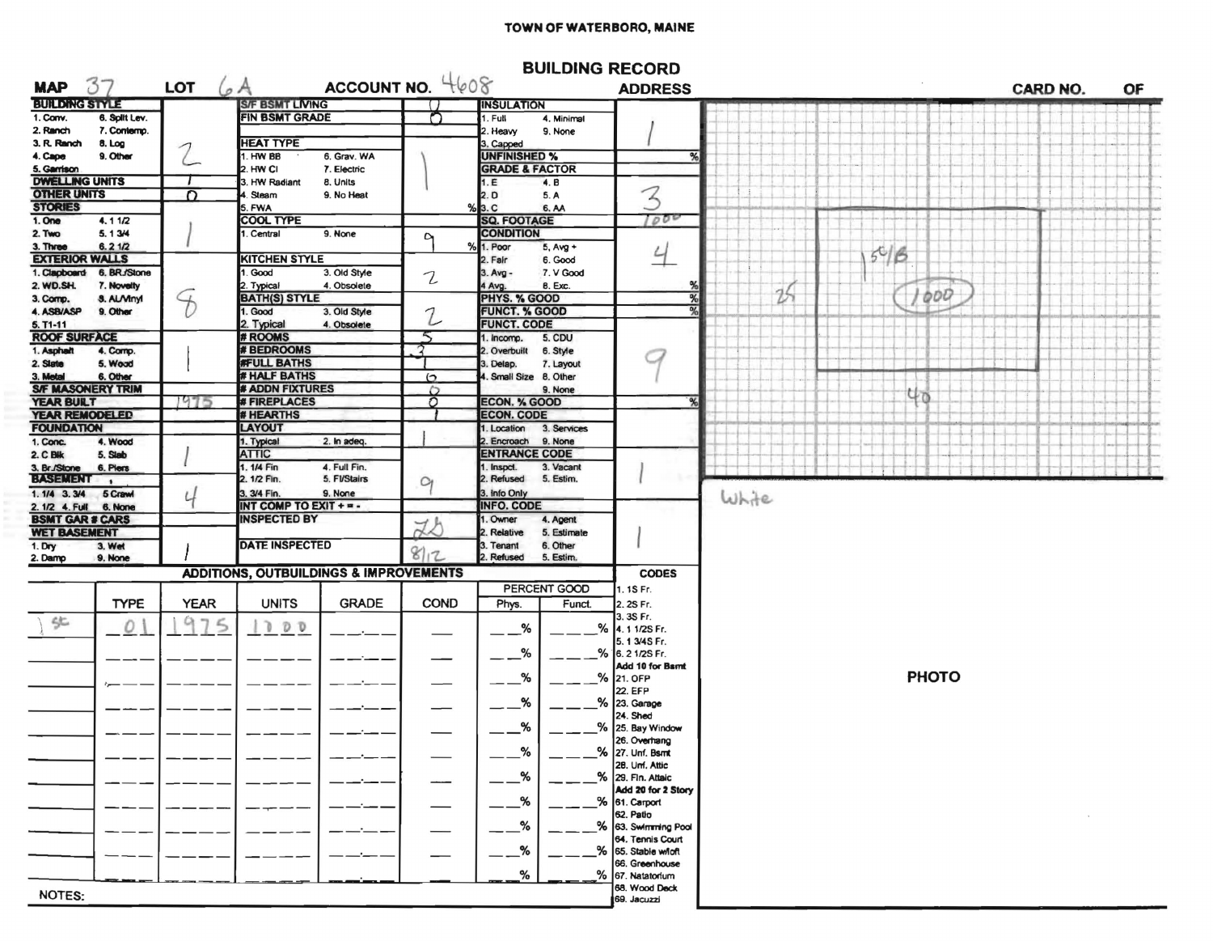TOWN OF WATERBORO, MAINE

# BUILDING RECORD

**MAP** 37 **LOT** 6A **ACCOUNT NO.** 4608 **ADDRESS** **CARD NO.** **OF**

| Field | Value | Field | Value | Field | Value |
|---|---|---|---|---|---|
| **BUILDING STYLE** 1. Conv. 2. Ranch 3. R. Ranch 4. Cape 5. Garrison 6. Split Lev. 7. Contemp. 8. Log 9. Other | 2 | **S/F BSMT LIVING** | 0 | **INSULATION** 1. Full 2. Heavy 3. Capped 4. Minimal 9. None | 1 |
| | | **FIN BSMT GRADE** | 0 | | |
| **DWELLING UNITS** | 1 | **HEAT TYPE** 1. HW BB 2. HW CI 3. HW Radiant 4. Steam 5. FWA 6. Grav. WA 7. Electric 8. Units 9. No Heat | 1 | **UNFINISHED %** | % |
| **OTHER UNITS** | 0 | | | **GRADE & FACTOR** 1. E 2. D 3. C 4. B 5. A 6. AA | 3 |
| **STORIES** 1. One 2. Two 3. Three 4. 1 1/2 5. 1 3/4 6. 2 1/2 | 1 | **COOL TYPE** 1. Central 9. None | 9 % | **SQ. FOOTAGE** | 1000 |
| | | | | **CONDITION** 1. Poor 2. Fair 3. Avg - 4. Avg. 5. Avg + 6. Good 7. V Good 8. Exc. | 4 |
| **EXTERIOR WALLS** 1. Clapboard 2. WD.SH. 3. Comp. 4. ASB/ASP 5. T1-11 6. BR./Stone 7. Novelty 8. AL/Vinyl 9. Other | 8 | **KITCHEN STYLE** 1. Good 2. Typical 3. Old Style 4. Obsolete | 2 | **PHYS. % GOOD** | % |
| | | **BATH(S) STYLE** 1. Good 2. Typical 3. Old Style 4. Obsolete | 2 | **FUNCT. % GOOD** | % |
| **ROOF SURFACE** 1. Asphalt 2. Slate 3. Metal 4. Comp. 5. Wood 6. Other | 1 | **# ROOMS** | 5 | **FUNCT. CODE** 1. Incomp. 2. Overbuilt 3. Deiap. 4. Small Size 5. CDU 6. Style 7. Layout 8. Other 9. None | 9 |
| | | **# BEDROOMS** | 3 | | |
| | | **#FULL BATHS** | 1 | | |
| | | **# HALF BATHS** | 0 | | |
| **S/F MASONERY TRIM** | | **# ADDN FIXTURES** | 0 | | |
| **YEAR BUILT** | 1975 | **# FIREPLACES** | 0 | **ECON. % GOOD** | % |
| **YEAR REMODELED** | | **# HEARTHS** | 1 | **ECON. CODE** 1. Location 2. Encroach 3. Services 9. None | |
| **FOUNDATION** 1. Conc. 2. C Blk 3. Br./Stone 4. Wood 5. Slab 6. Piers | 1 | **LAYOUT** 1. Typical 2. In adeq. | 1 | | |
| | | **ATTIC** 1. 1/4 Fin 2. 1/2 Fin. 3. 3/4 Fin. 4. Full Fin. 5. Fl/Stairs 9. None | 9 | **ENTRANCE CODE** 1. Inspct. 2. Refused 3. Info Only 3. Vacant 5. Estim. | 1 |
| **BASEMENT** 1. 1/4 2. 1/2 3. 3/4 4. Full 5 Crawl 6. None | 4 | **INT COMP TO EXIT + = -** | | | |
| **BSMT GAR # CARS** | | **INSPECTED BY** | ZS | **INFO. CODE** 1. Owner 2. Relative 3. Tenant 2. Refused 4. Agent 5. Estimate 6. Other 5. Estim. | 1 |
| **WET BASEMENT** 1. Dry 2. Damp 3. Wet 9. None | 1 | **DATE INSPECTED** | 8/12 | | |

Sketch: 25 × 40, 1S/B, 1000

White

## ADDITIONS, OUTBUILDINGS & IMPROVEMENTS

| | TYPE | YEAR | UNITS | GRADE | COND | PERCENT GOOD Phys. | Funct. |
|---|---|---|---|---|---|---|---|
| 1st | 01 | 1975 | 1000 | | | % | % |
| | | | | | | % | % |
| | | | | | | % | % |
| | | | | | | % | % |
| | | | | | | % | % |
| | | | | | | % | % |
| | | | | | | % | % |
| | | | | | | % | % |
| | | | | | | % | % |
| | | | | | | % | % |
| | | | | | | % | % |

**CODES**
1. 1S Fr.
2. 2S Fr.
3. 3S Fr.
4. 1 1/2S Fr.
5. 1 3/4S Fr.
6. 2 1/2S Fr.
Add 10 for Bsmt
21. OFP
22. EFP
23. Garage
24. Shed
25. Bay Window
26. Overhang
27. Unf. Bsmt
28. Unf. Attic
29. Fin. Attaic
Add 20 for 2 Story
61. Carport
62. Patio
63. Swimming Pool
64. Tennis Court
65. Stable w/loft
66. Greenhouse
67. Natatorium
68. Wood Deck
69. Jacuzzi

PHOTO

NOTES: